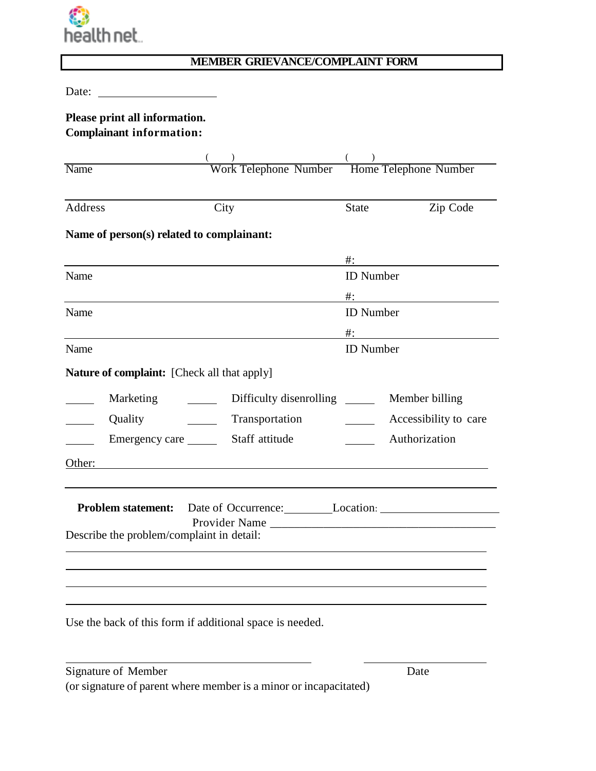health net

# MEMBER GRIEVANCE/COMPLAINT FORM

Date: ____________________

**Please print all information.**
**Complainant information:**

| Name | Work Telephone Number ( ) | Home Telephone Number ( ) |
|---|---|---|

| Address | City | State | Zip Code |
|---|---|---|---|

**Name of person(s) related to complainant:**

| Name | ID Number #: |
|---|---|
| Name | ID Number #: |
| Name | ID Number #: |

**Nature of complaint:** [Check all that apply]

| | | | | | |
|---|---|---|---|---|---|
| _____ | Marketing | _____ | Difficulty disenrolling | _____ | Member billing |
| _____ | Quality | _____ | Transportation | _____ | Accessibility to care |
| _____ | Emergency care | _____ | Staff attitude | _____ | Authorization |

Other: ______________________________________________________________

______________________________________________________________

**Problem statement:** Date of Occurrence:________ Location: ____________________

Provider Name ______________________________________

Describe the problem/complaint in detail:

______________________________________________________________

______________________________________________________________

______________________________________________________________

______________________________________________________________

Use the back of this form if additional space is needed.

______________________________________ ____________________

Signature of Member Date

(or signature of parent where member is a minor or incapacitated)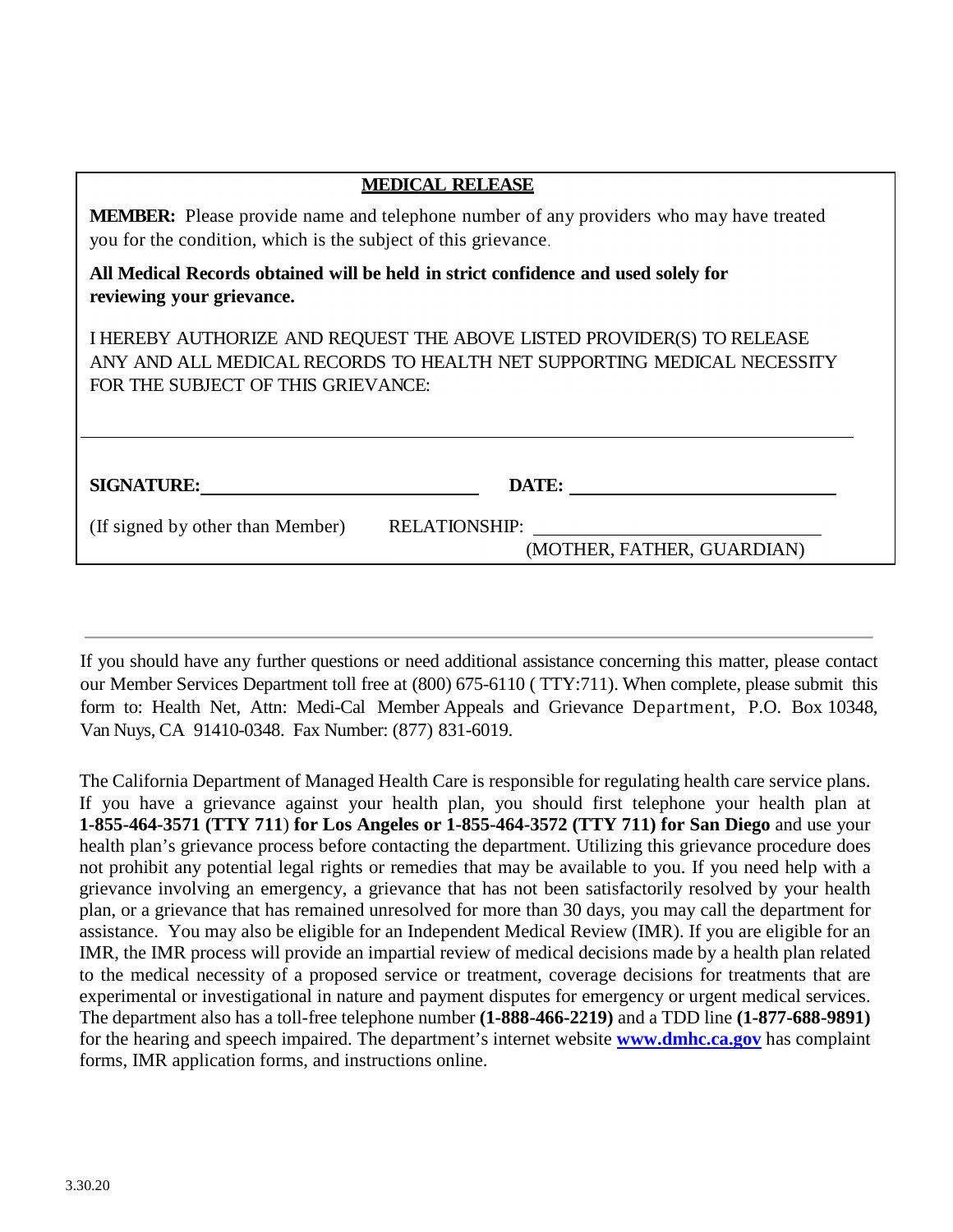## MEDICAL RELEASE

**MEMBER:** Please provide name and telephone number of any providers who may have treated you for the condition, which is the subject of this grievance.

**All Medical Records obtained will be held in strict confidence and used solely for reviewing your grievance.**

I HEREBY AUTHORIZE AND REQUEST THE ABOVE LISTED PROVIDER(S) TO RELEASE ANY AND ALL MEDICAL RECORDS TO HEALTH NET SUPPORTING MEDICAL NECESSITY FOR THE SUBJECT OF THIS GRIEVANCE:

\_\_\_\_\_\_\_\_\_\_\_\_\_\_\_\_\_\_\_\_\_\_\_\_\_\_\_\_\_\_\_\_\_\_\_\_\_\_\_\_\_\_\_\_\_\_\_\_\_\_\_\_\_\_\_\_\_\_\_\_\_\_\_\_

**SIGNATURE:** \_\_\_\_\_\_\_\_\_\_\_\_\_\_\_\_\_\_\_\_\_\_\_\_\_\_ **DATE:** \_\_\_\_\_\_\_\_\_\_\_\_\_\_\_\_\_\_\_\_\_\_\_\_

(If signed by other than Member) RELATIONSHIP: \_\_\_\_\_\_\_\_\_\_\_\_\_\_\_\_\_\_\_\_\_\_\_\_
(MOTHER, FATHER, GUARDIAN)

---

If you should have any further questions or need additional assistance concerning this matter, please contact our Member Services Department toll free at (800) 675-6110 ( TTY:711). When complete, please submit this form to: Health Net, Attn: Medi-Cal Member Appeals and Grievance Department, P.O. Box 10348, Van Nuys, CA 91410-0348. Fax Number: (877) 831-6019.

The California Department of Managed Health Care is responsible for regulating health care service plans. If you have a grievance against your health plan, you should first telephone your health plan at **1-855-464-3571 (TTY 711) for Los Angeles or 1-855-464-3572 (TTY 711) for San Diego** and use your health plan's grievance process before contacting the department. Utilizing this grievance procedure does not prohibit any potential legal rights or remedies that may be available to you. If you need help with a grievance involving an emergency, a grievance that has not been satisfactorily resolved by your health plan, or a grievance that has remained unresolved for more than 30 days, you may call the department for assistance. You may also be eligible for an Independent Medical Review (IMR). If you are eligible for an IMR, the IMR process will provide an impartial review of medical decisions made by a health plan related to the medical necessity of a proposed service or treatment, coverage decisions for treatments that are experimental or investigational in nature and payment disputes for emergency or urgent medical services. The department also has a toll-free telephone number **(1-888-466-2219)** and a TDD line **(1-877-688-9891)** for the hearing and speech impaired. The department's internet website **[www.dmhc.ca.gov](http://www.dmhc.ca.gov)** has complaint forms, IMR application forms, and instructions online.

3.30.20